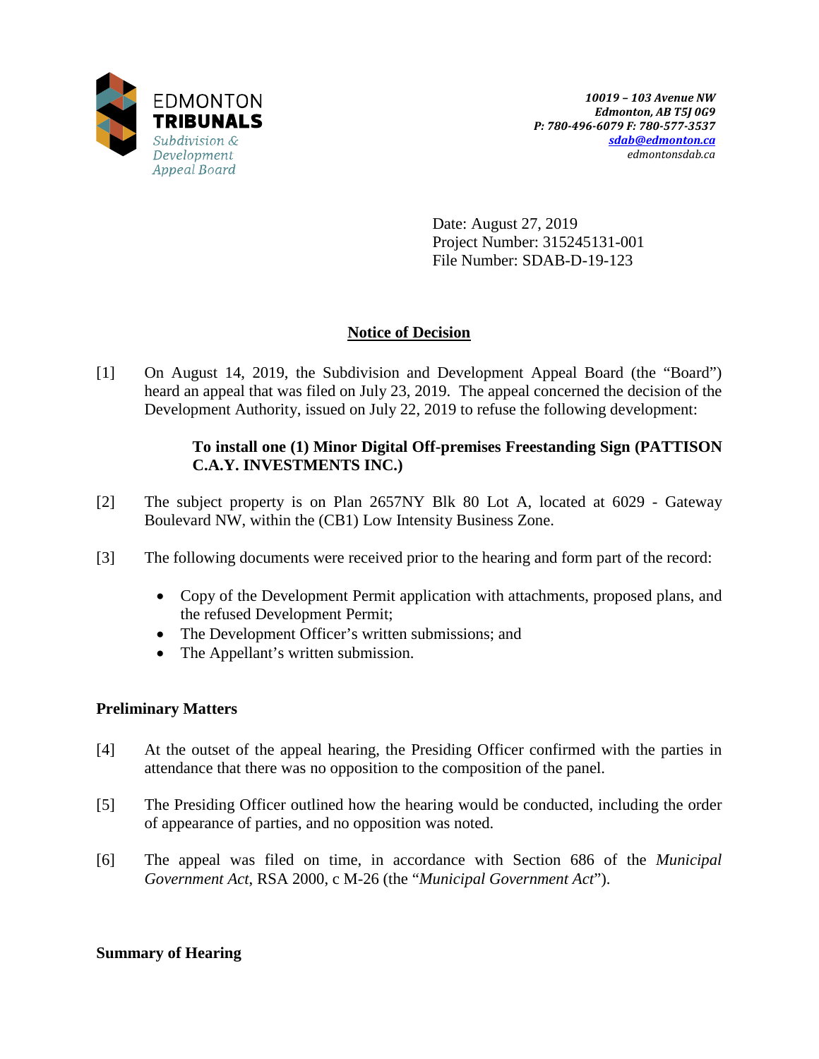EDMONTON
**TRIBUNALS**
*Subdivision & Development Appeal Board*

***10019 – 103 Avenue NW***
***Edmonton, AB T5J 0G9***
***P: 780-496-6079 F: 780-577-3537***
***sdab@edmonton.ca***
*edmontonsdab.ca*

Date: August 27, 2019
Project Number: 315245131-001
File Number: SDAB-D-19-123

## Notice of Decision

[1] On August 14, 2019, the Subdivision and Development Appeal Board (the "Board") heard an appeal that was filed on July 23, 2019. The appeal concerned the decision of the Development Authority, issued on July 22, 2019 to refuse the following development:

> **To install one (1) Minor Digital Off-premises Freestanding Sign (PATTISON C.A.Y. INVESTMENTS INC.)**

[2] The subject property is on Plan 2657NY Blk 80 Lot A, located at 6029 - Gateway Boulevard NW, within the (CB1) Low Intensity Business Zone.

[3] The following documents were received prior to the hearing and form part of the record:

- Copy of the Development Permit application with attachments, proposed plans, and the refused Development Permit;
- The Development Officer's written submissions; and
- The Appellant's written submission.

### Preliminary Matters

[4] At the outset of the appeal hearing, the Presiding Officer confirmed with the parties in attendance that there was no opposition to the composition of the panel.

[5] The Presiding Officer outlined how the hearing would be conducted, including the order of appearance of parties, and no opposition was noted.

[6] The appeal was filed on time, in accordance with Section 686 of the *Municipal Government Act*, RSA 2000, c M-26 (the "*Municipal Government Act*").

### Summary of Hearing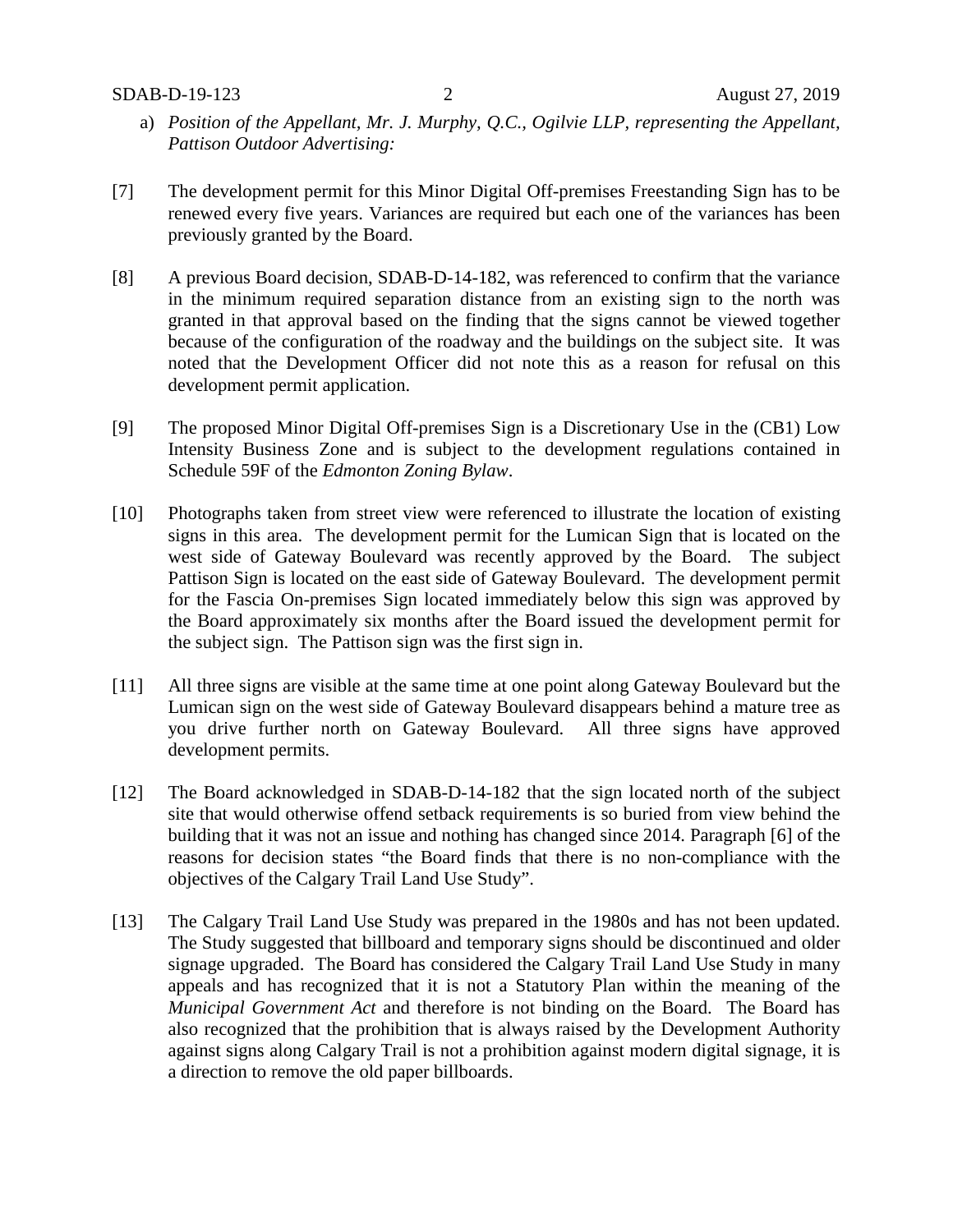a) *Position of the Appellant, Mr. J. Murphy, Q.C., Ogilvie LLP, representing the Appellant, Pattison Outdoor Advertising:*

[7] The development permit for this Minor Digital Off-premises Freestanding Sign has to be renewed every five years. Variances are required but each one of the variances has been previously granted by the Board.

[8] A previous Board decision, SDAB-D-14-182, was referenced to confirm that the variance in the minimum required separation distance from an existing sign to the north was granted in that approval based on the finding that the signs cannot be viewed together because of the configuration of the roadway and the buildings on the subject site. It was noted that the Development Officer did not note this as a reason for refusal on this development permit application.

[9] The proposed Minor Digital Off-premises Sign is a Discretionary Use in the (CB1) Low Intensity Business Zone and is subject to the development regulations contained in Schedule 59F of the *Edmonton Zoning Bylaw*.

[10] Photographs taken from street view were referenced to illustrate the location of existing signs in this area. The development permit for the Lumican Sign that is located on the west side of Gateway Boulevard was recently approved by the Board. The subject Pattison Sign is located on the east side of Gateway Boulevard. The development permit for the Fascia On-premises Sign located immediately below this sign was approved by the Board approximately six months after the Board issued the development permit for the subject sign. The Pattison sign was the first sign in.

[11] All three signs are visible at the same time at one point along Gateway Boulevard but the Lumican sign on the west side of Gateway Boulevard disappears behind a mature tree as you drive further north on Gateway Boulevard. All three signs have approved development permits.

[12] The Board acknowledged in SDAB-D-14-182 that the sign located north of the subject site that would otherwise offend setback requirements is so buried from view behind the building that it was not an issue and nothing has changed since 2014. Paragraph [6] of the reasons for decision states "the Board finds that there is no non-compliance with the objectives of the Calgary Trail Land Use Study".

[13] The Calgary Trail Land Use Study was prepared in the 1980s and has not been updated. The Study suggested that billboard and temporary signs should be discontinued and older signage upgraded. The Board has considered the Calgary Trail Land Use Study in many appeals and has recognized that it is not a Statutory Plan within the meaning of the *Municipal Government Act* and therefore is not binding on the Board. The Board has also recognized that the prohibition that is always raised by the Development Authority against signs along Calgary Trail is not a prohibition against modern digital signage, it is a direction to remove the old paper billboards.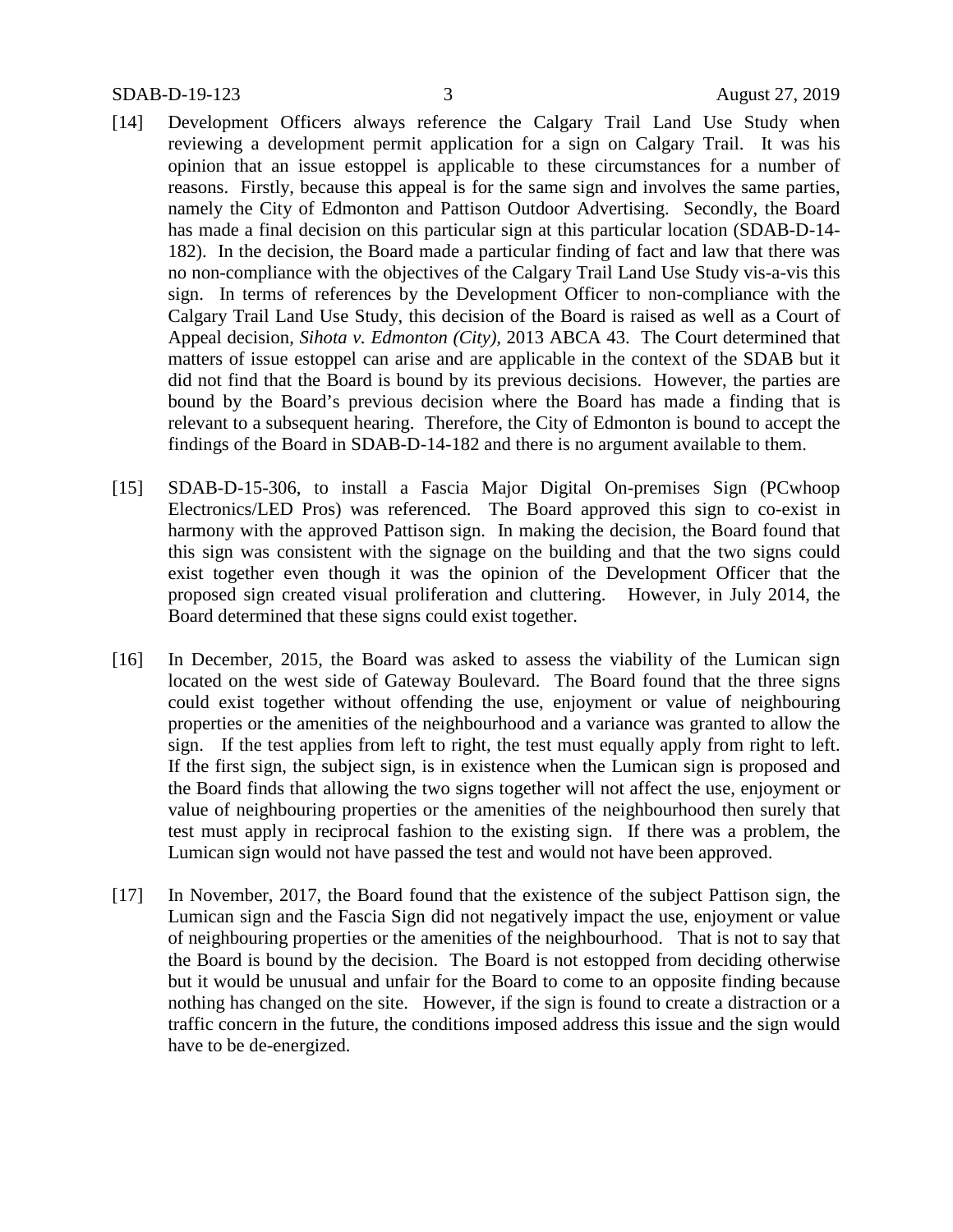[14] Development Officers always reference the Calgary Trail Land Use Study when reviewing a development permit application for a sign on Calgary Trail. It was his opinion that an issue estoppel is applicable to these circumstances for a number of reasons. Firstly, because this appeal is for the same sign and involves the same parties, namely the City of Edmonton and Pattison Outdoor Advertising. Secondly, the Board has made a final decision on this particular sign at this particular location (SDAB-D-14-182). In the decision, the Board made a particular finding of fact and law that there was no non-compliance with the objectives of the Calgary Trail Land Use Study vis-a-vis this sign. In terms of references by the Development Officer to non-compliance with the Calgary Trail Land Use Study, this decision of the Board is raised as well as a Court of Appeal decision, *Sihota v. Edmonton (City)*, 2013 ABCA 43. The Court determined that matters of issue estoppel can arise and are applicable in the context of the SDAB but it did not find that the Board is bound by its previous decisions. However, the parties are bound by the Board's previous decision where the Board has made a finding that is relevant to a subsequent hearing. Therefore, the City of Edmonton is bound to accept the findings of the Board in SDAB-D-14-182 and there is no argument available to them.

[15] SDAB-D-15-306, to install a Fascia Major Digital On-premises Sign (PCwhoop Electronics/LED Pros) was referenced. The Board approved this sign to co-exist in harmony with the approved Pattison sign. In making the decision, the Board found that this sign was consistent with the signage on the building and that the two signs could exist together even though it was the opinion of the Development Officer that the proposed sign created visual proliferation and cluttering. However, in July 2014, the Board determined that these signs could exist together.

[16] In December, 2015, the Board was asked to assess the viability of the Lumican sign located on the west side of Gateway Boulevard. The Board found that the three signs could exist together without offending the use, enjoyment or value of neighbouring properties or the amenities of the neighbourhood and a variance was granted to allow the sign. If the test applies from left to right, the test must equally apply from right to left. If the first sign, the subject sign, is in existence when the Lumican sign is proposed and the Board finds that allowing the two signs together will not affect the use, enjoyment or value of neighbouring properties or the amenities of the neighbourhood then surely that test must apply in reciprocal fashion to the existing sign. If there was a problem, the Lumican sign would not have passed the test and would not have been approved.

[17] In November, 2017, the Board found that the existence of the subject Pattison sign, the Lumican sign and the Fascia Sign did not negatively impact the use, enjoyment or value of neighbouring properties or the amenities of the neighbourhood. That is not to say that the Board is bound by the decision. The Board is not estopped from deciding otherwise but it would be unusual and unfair for the Board to come to an opposite finding because nothing has changed on the site. However, if the sign is found to create a distraction or a traffic concern in the future, the conditions imposed address this issue and the sign would have to be de-energized.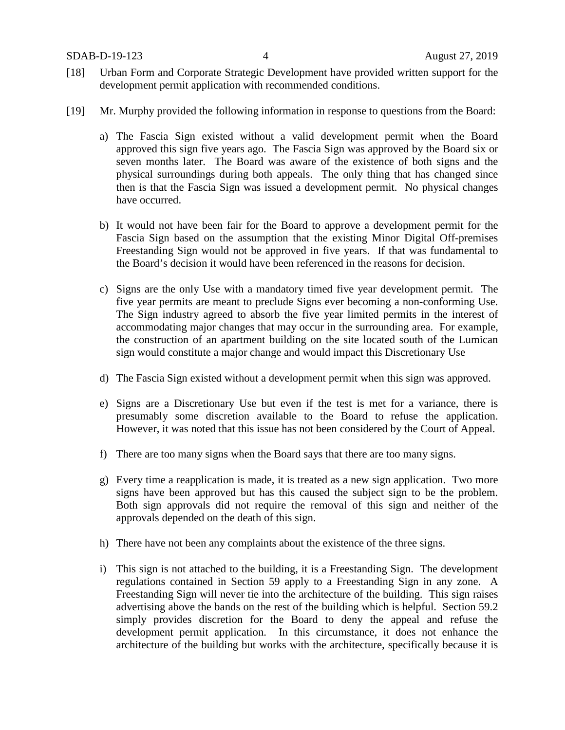[18] Urban Form and Corporate Strategic Development have provided written support for the development permit application with recommended conditions.

[19] Mr. Murphy provided the following information in response to questions from the Board:

a) The Fascia Sign existed without a valid development permit when the Board approved this sign five years ago. The Fascia Sign was approved by the Board six or seven months later. The Board was aware of the existence of both signs and the physical surroundings during both appeals. The only thing that has changed since then is that the Fascia Sign was issued a development permit. No physical changes have occurred.

b) It would not have been fair for the Board to approve a development permit for the Fascia Sign based on the assumption that the existing Minor Digital Off-premises Freestanding Sign would not be approved in five years. If that was fundamental to the Board's decision it would have been referenced in the reasons for decision.

c) Signs are the only Use with a mandatory timed five year development permit. The five year permits are meant to preclude Signs ever becoming a non-conforming Use. The Sign industry agreed to absorb the five year limited permits in the interest of accommodating major changes that may occur in the surrounding area. For example, the construction of an apartment building on the site located south of the Lumican sign would constitute a major change and would impact this Discretionary Use

d) The Fascia Sign existed without a development permit when this sign was approved.

e) Signs are a Discretionary Use but even if the test is met for a variance, there is presumably some discretion available to the Board to refuse the application. However, it was noted that this issue has not been considered by the Court of Appeal.

f) There are too many signs when the Board says that there are too many signs.

g) Every time a reapplication is made, it is treated as a new sign application. Two more signs have been approved but has this caused the subject sign to be the problem. Both sign approvals did not require the removal of this sign and neither of the approvals depended on the death of this sign.

h) There have not been any complaints about the existence of the three signs.

i) This sign is not attached to the building, it is a Freestanding Sign. The development regulations contained in Section 59 apply to a Freestanding Sign in any zone. A Freestanding Sign will never tie into the architecture of the building. This sign raises advertising above the bands on the rest of the building which is helpful. Section 59.2 simply provides discretion for the Board to deny the appeal and refuse the development permit application. In this circumstance, it does not enhance the architecture of the building but works with the architecture, specifically because it is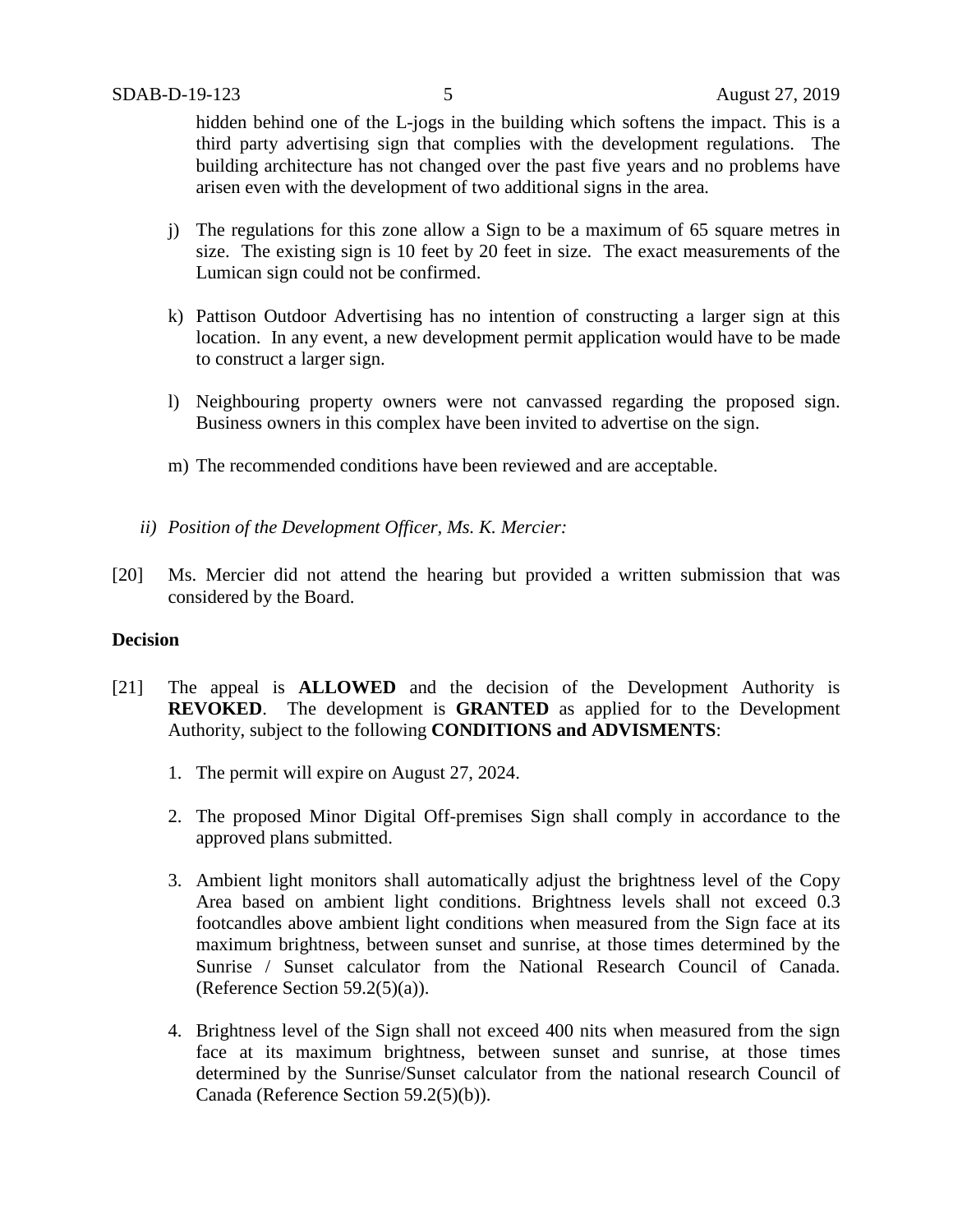hidden behind one of the L-jogs in the building which softens the impact. This is a third party advertising sign that complies with the development regulations. The building architecture has not changed over the past five years and no problems have arisen even with the development of two additional signs in the area.

j) The regulations for this zone allow a Sign to be a maximum of 65 square metres in size. The existing sign is 10 feet by 20 feet in size. The exact measurements of the Lumican sign could not be confirmed.

k) Pattison Outdoor Advertising has no intention of constructing a larger sign at this location. In any event, a new development permit application would have to be made to construct a larger sign.

l) Neighbouring property owners were not canvassed regarding the proposed sign. Business owners in this complex have been invited to advertise on the sign.

m) The recommended conditions have been reviewed and are acceptable.

*ii) Position of the Development Officer, Ms. K. Mercier:*

[20] Ms. Mercier did not attend the hearing but provided a written submission that was considered by the Board.

**Decision**

[21] The appeal is **ALLOWED** and the decision of the Development Authority is **REVOKED**. The development is **GRANTED** as applied for to the Development Authority, subject to the following **CONDITIONS and ADVISMENTS**:

1. The permit will expire on August 27, 2024.

2. The proposed Minor Digital Off-premises Sign shall comply in accordance to the approved plans submitted.

3. Ambient light monitors shall automatically adjust the brightness level of the Copy Area based on ambient light conditions. Brightness levels shall not exceed 0.3 footcandles above ambient light conditions when measured from the Sign face at its maximum brightness, between sunset and sunrise, at those times determined by the Sunrise / Sunset calculator from the National Research Council of Canada. (Reference Section 59.2(5)(a)).

4. Brightness level of the Sign shall not exceed 400 nits when measured from the sign face at its maximum brightness, between sunset and sunrise, at those times determined by the Sunrise/Sunset calculator from the national research Council of Canada (Reference Section 59.2(5)(b)).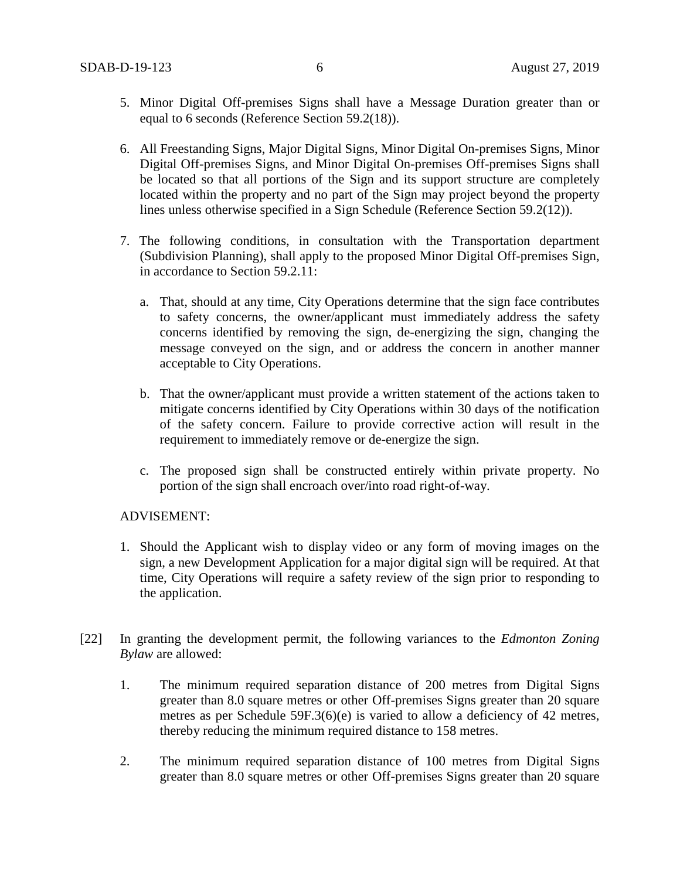5. Minor Digital Off-premises Signs shall have a Message Duration greater than or equal to 6 seconds (Reference Section 59.2(18)).

6. All Freestanding Signs, Major Digital Signs, Minor Digital On-premises Signs, Minor Digital Off-premises Signs, and Minor Digital On-premises Off-premises Signs shall be located so that all portions of the Sign and its support structure are completely located within the property and no part of the Sign may project beyond the property lines unless otherwise specified in a Sign Schedule (Reference Section 59.2(12)).

7. The following conditions, in consultation with the Transportation department (Subdivision Planning), shall apply to the proposed Minor Digital Off-premises Sign, in accordance to Section 59.2.11:

   a. That, should at any time, City Operations determine that the sign face contributes to safety concerns, the owner/applicant must immediately address the safety concerns identified by removing the sign, de-energizing the sign, changing the message conveyed on the sign, and or address the concern in another manner acceptable to City Operations.

   b. That the owner/applicant must provide a written statement of the actions taken to mitigate concerns identified by City Operations within 30 days of the notification of the safety concern. Failure to provide corrective action will result in the requirement to immediately remove or de-energize the sign.

   c. The proposed sign shall be constructed entirely within private property. No portion of the sign shall encroach over/into road right-of-way.

ADVISEMENT:

1. Should the Applicant wish to display video or any form of moving images on the sign, a new Development Application for a major digital sign will be required. At that time, City Operations will require a safety review of the sign prior to responding to the application.

[22] In granting the development permit, the following variances to the *Edmonton Zoning Bylaw* are allowed:

1. The minimum required separation distance of 200 metres from Digital Signs greater than 8.0 square metres or other Off-premises Signs greater than 20 square metres as per Schedule 59F.3(6)(e) is varied to allow a deficiency of 42 metres, thereby reducing the minimum required distance to 158 metres.

2. The minimum required separation distance of 100 metres from Digital Signs greater than 8.0 square metres or other Off-premises Signs greater than 20 square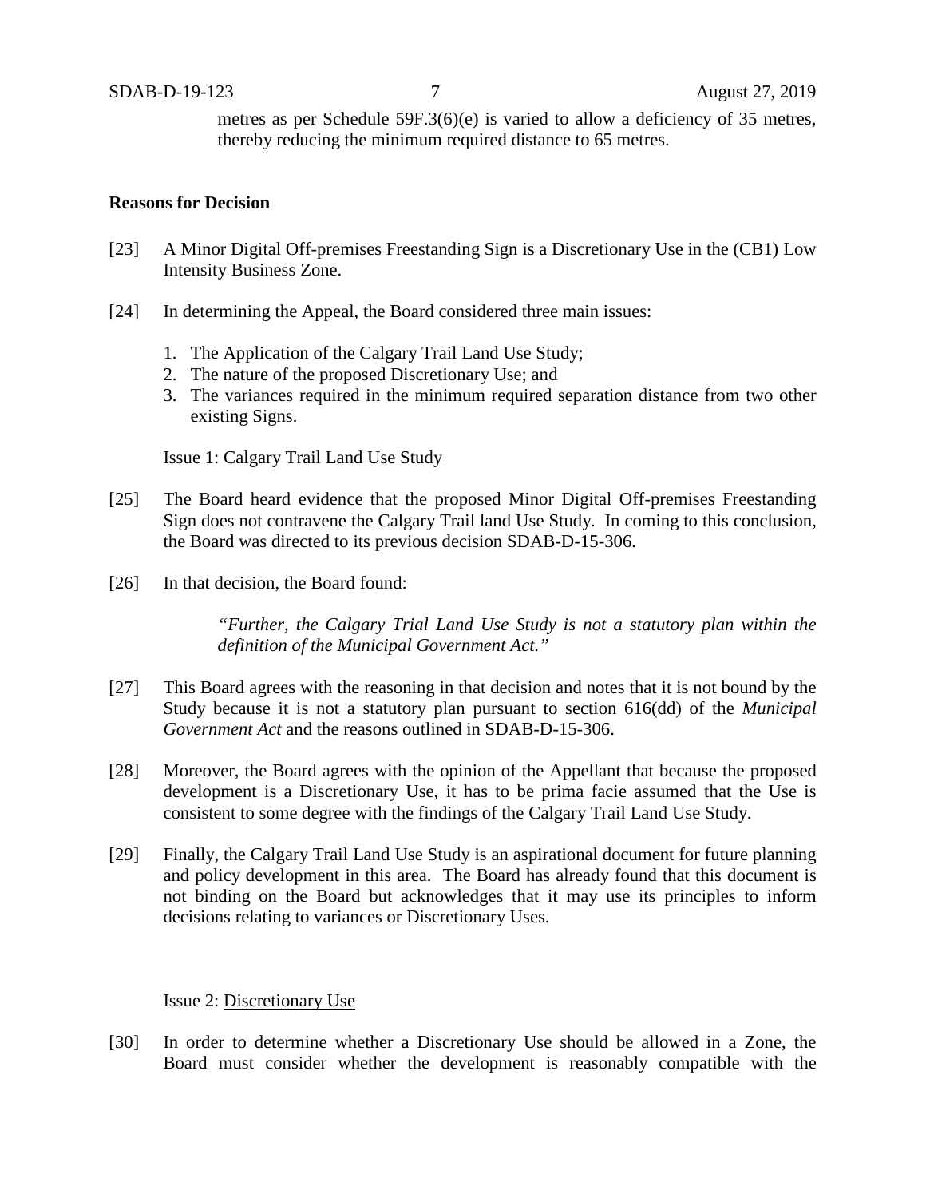metres as per Schedule 59F.3(6)(e) is varied to allow a deficiency of 35 metres, thereby reducing the minimum required distance to 65 metres.

**Reasons for Decision**

[23] A Minor Digital Off-premises Freestanding Sign is a Discretionary Use in the (CB1) Low Intensity Business Zone.

[24] In determining the Appeal, the Board considered three main issues:

1. The Application of the Calgary Trail Land Use Study;
2. The nature of the proposed Discretionary Use; and
3. The variances required in the minimum required separation distance from two other existing Signs.

Issue 1: Calgary Trail Land Use Study

[25] The Board heard evidence that the proposed Minor Digital Off-premises Freestanding Sign does not contravene the Calgary Trail land Use Study. In coming to this conclusion, the Board was directed to its previous decision SDAB-D-15-306.

[26] In that decision, the Board found:

> *"Further, the Calgary Trial Land Use Study is not a statutory plan within the definition of the Municipal Government Act."*

[27] This Board agrees with the reasoning in that decision and notes that it is not bound by the Study because it is not a statutory plan pursuant to section 616(dd) of the *Municipal Government Act* and the reasons outlined in SDAB-D-15-306.

[28] Moreover, the Board agrees with the opinion of the Appellant that because the proposed development is a Discretionary Use, it has to be prima facie assumed that the Use is consistent to some degree with the findings of the Calgary Trail Land Use Study.

[29] Finally, the Calgary Trail Land Use Study is an aspirational document for future planning and policy development in this area. The Board has already found that this document is not binding on the Board but acknowledges that it may use its principles to inform decisions relating to variances or Discretionary Uses.

Issue 2: Discretionary Use

[30] In order to determine whether a Discretionary Use should be allowed in a Zone, the Board must consider whether the development is reasonably compatible with the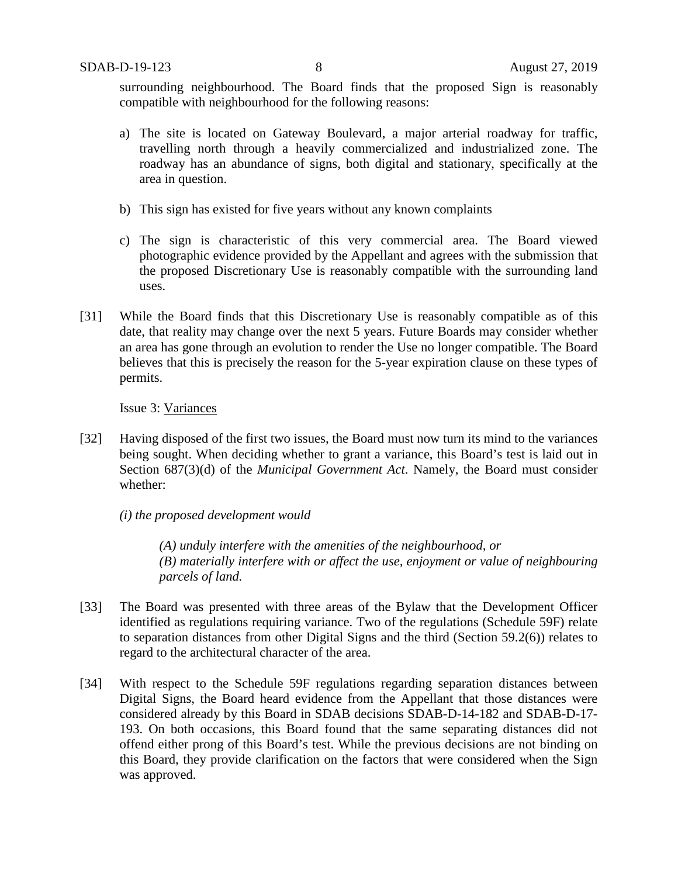surrounding neighbourhood. The Board finds that the proposed Sign is reasonably compatible with neighbourhood for the following reasons:

a) The site is located on Gateway Boulevard, a major arterial roadway for traffic, travelling north through a heavily commercialized and industrialized zone. The roadway has an abundance of signs, both digital and stationary, specifically at the area in question.

b) This sign has existed for five years without any known complaints

c) The sign is characteristic of this very commercial area. The Board viewed photographic evidence provided by the Appellant and agrees with the submission that the proposed Discretionary Use is reasonably compatible with the surrounding land uses.

[31] While the Board finds that this Discretionary Use is reasonably compatible as of this date, that reality may change over the next 5 years. Future Boards may consider whether an area has gone through an evolution to render the Use no longer compatible. The Board believes that this is precisely the reason for the 5-year expiration clause on these types of permits.

Issue 3: Variances

[32] Having disposed of the first two issues, the Board must now turn its mind to the variances being sought. When deciding whether to grant a variance, this Board's test is laid out in Section 687(3)(d) of the *Municipal Government Act*. Namely, the Board must consider whether:

*(i) the proposed development would*

> *(A) unduly interfere with the amenities of the neighbourhood, or*
> *(B) materially interfere with or affect the use, enjoyment or value of neighbouring parcels of land.*

[33] The Board was presented with three areas of the Bylaw that the Development Officer identified as regulations requiring variance. Two of the regulations (Schedule 59F) relate to separation distances from other Digital Signs and the third (Section 59.2(6)) relates to regard to the architectural character of the area.

[34] With respect to the Schedule 59F regulations regarding separation distances between Digital Signs, the Board heard evidence from the Appellant that those distances were considered already by this Board in SDAB decisions SDAB-D-14-182 and SDAB-D-17-193. On both occasions, this Board found that the same separating distances did not offend either prong of this Board's test. While the previous decisions are not binding on this Board, they provide clarification on the factors that were considered when the Sign was approved.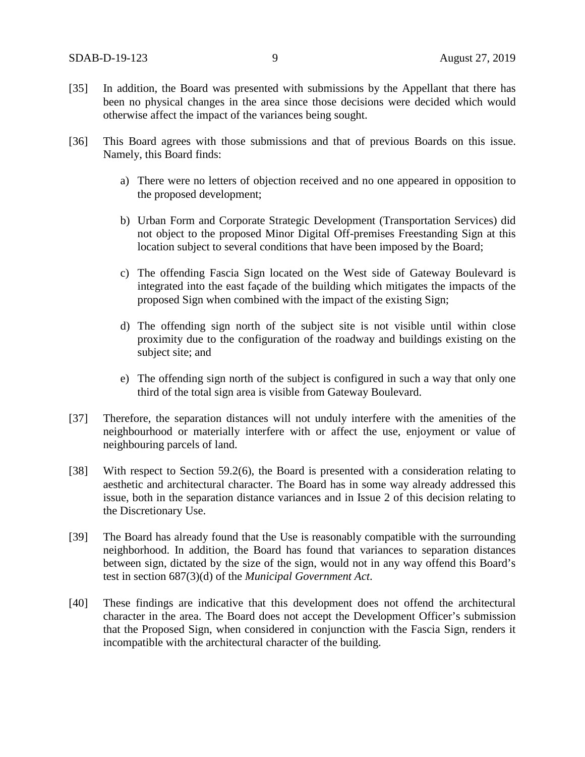[35] In addition, the Board was presented with submissions by the Appellant that there has been no physical changes in the area since those decisions were decided which would otherwise affect the impact of the variances being sought.

[36] This Board agrees with those submissions and that of previous Boards on this issue. Namely, this Board finds:

a) There were no letters of objection received and no one appeared in opposition to the proposed development;

b) Urban Form and Corporate Strategic Development (Transportation Services) did not object to the proposed Minor Digital Off-premises Freestanding Sign at this location subject to several conditions that have been imposed by the Board;

c) The offending Fascia Sign located on the West side of Gateway Boulevard is integrated into the east façade of the building which mitigates the impacts of the proposed Sign when combined with the impact of the existing Sign;

d) The offending sign north of the subject site is not visible until within close proximity due to the configuration of the roadway and buildings existing on the subject site; and

e) The offending sign north of the subject is configured in such a way that only one third of the total sign area is visible from Gateway Boulevard.

[37] Therefore, the separation distances will not unduly interfere with the amenities of the neighbourhood or materially interfere with or affect the use, enjoyment or value of neighbouring parcels of land.

[38] With respect to Section 59.2(6), the Board is presented with a consideration relating to aesthetic and architectural character. The Board has in some way already addressed this issue, both in the separation distance variances and in Issue 2 of this decision relating to the Discretionary Use.

[39] The Board has already found that the Use is reasonably compatible with the surrounding neighborhood. In addition, the Board has found that variances to separation distances between sign, dictated by the size of the sign, would not in any way offend this Board's test in section 687(3)(d) of the *Municipal Government Act*.

[40] These findings are indicative that this development does not offend the architectural character in the area. The Board does not accept the Development Officer's submission that the Proposed Sign, when considered in conjunction with the Fascia Sign, renders it incompatible with the architectural character of the building.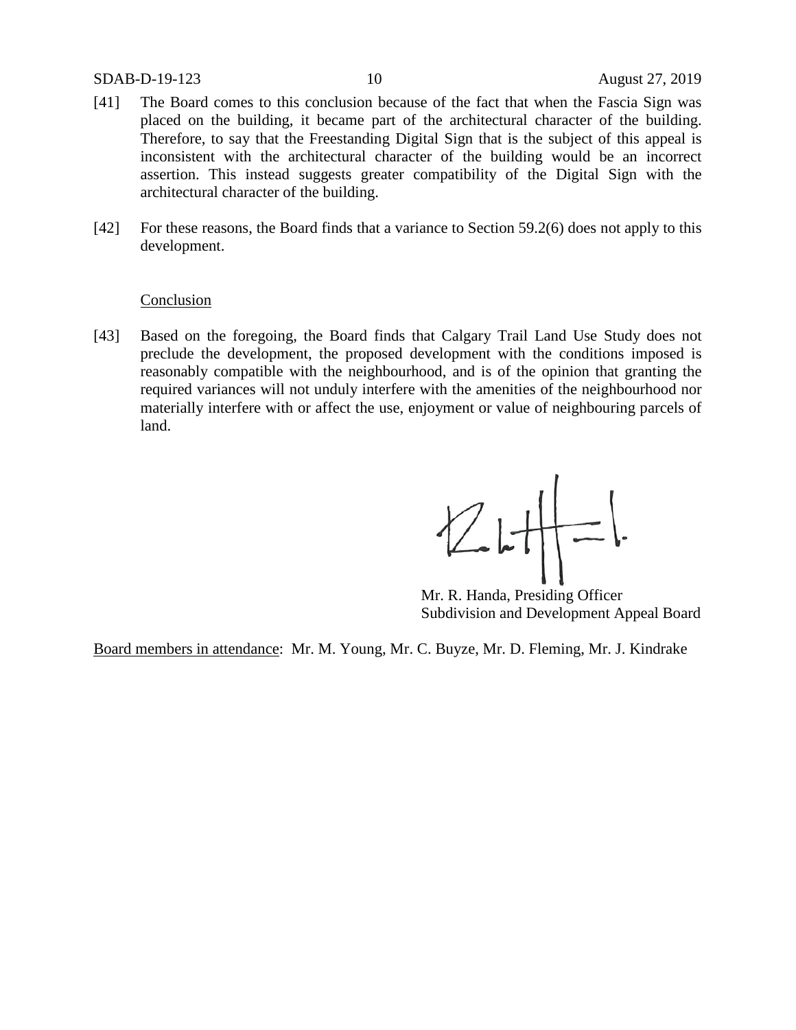[41] The Board comes to this conclusion because of the fact that when the Fascia Sign was placed on the building, it became part of the architectural character of the building. Therefore, to say that the Freestanding Digital Sign that is the subject of this appeal is inconsistent with the architectural character of the building would be an incorrect assertion. This instead suggests greater compatibility of the Digital Sign with the architectural character of the building.

[42] For these reasons, the Board finds that a variance to Section 59.2(6) does not apply to this development.

Conclusion

[43] Based on the foregoing, the Board finds that Calgary Trail Land Use Study does not preclude the development, the proposed development with the conditions imposed is reasonably compatible with the neighbourhood, and is of the opinion that granting the required variances will not unduly interfere with the amenities of the neighbourhood nor materially interfere with or affect the use, enjoyment or value of neighbouring parcels of land.

Mr. R. Handa, Presiding Officer
Subdivision and Development Appeal Board

Board members in attendance: Mr. M. Young, Mr. C. Buyze, Mr. D. Fleming, Mr. J. Kindrake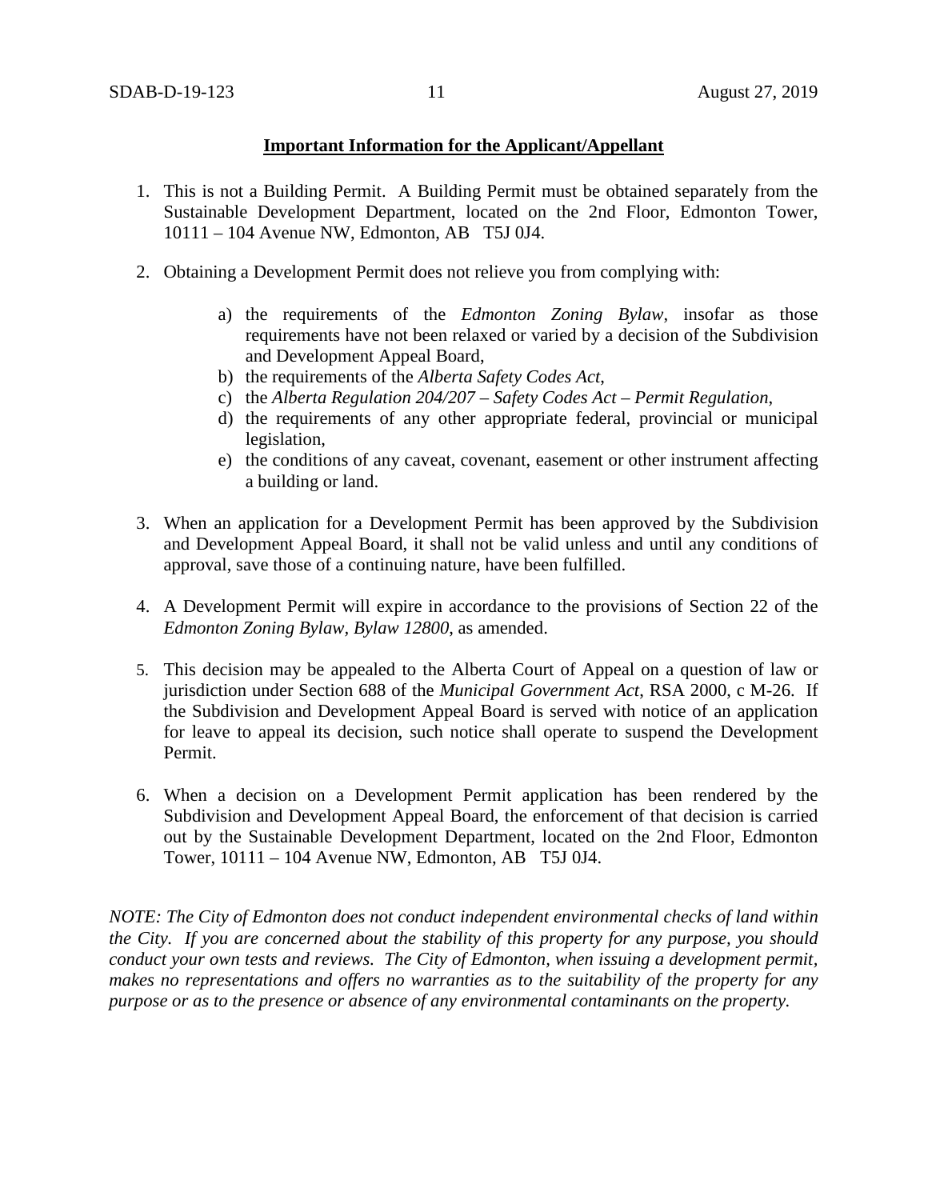**Important Information for the Applicant/Appellant**

1. This is not a Building Permit. A Building Permit must be obtained separately from the Sustainable Development Department, located on the 2nd Floor, Edmonton Tower, 10111 – 104 Avenue NW, Edmonton, AB T5J 0J4.

2. Obtaining a Development Permit does not relieve you from complying with:

    a) the requirements of the *Edmonton Zoning Bylaw*, insofar as those requirements have not been relaxed or varied by a decision of the Subdivision and Development Appeal Board,
    b) the requirements of the *Alberta Safety Codes Act*,
    c) the *Alberta Regulation 204/207 – Safety Codes Act – Permit Regulation*,
    d) the requirements of any other appropriate federal, provincial or municipal legislation,
    e) the conditions of any caveat, covenant, easement or other instrument affecting a building or land.

3. When an application for a Development Permit has been approved by the Subdivision and Development Appeal Board, it shall not be valid unless and until any conditions of approval, save those of a continuing nature, have been fulfilled.

4. A Development Permit will expire in accordance to the provisions of Section 22 of the *Edmonton Zoning Bylaw, Bylaw 12800*, as amended.

5. This decision may be appealed to the Alberta Court of Appeal on a question of law or jurisdiction under Section 688 of the *Municipal Government Act*, RSA 2000, c M-26. If the Subdivision and Development Appeal Board is served with notice of an application for leave to appeal its decision, such notice shall operate to suspend the Development Permit.

6. When a decision on a Development Permit application has been rendered by the Subdivision and Development Appeal Board, the enforcement of that decision is carried out by the Sustainable Development Department, located on the 2nd Floor, Edmonton Tower, 10111 – 104 Avenue NW, Edmonton, AB T5J 0J4.

*NOTE: The City of Edmonton does not conduct independent environmental checks of land within the City. If you are concerned about the stability of this property for any purpose, you should conduct your own tests and reviews. The City of Edmonton, when issuing a development permit, makes no representations and offers no warranties as to the suitability of the property for any purpose or as to the presence or absence of any environmental contaminants on the property.*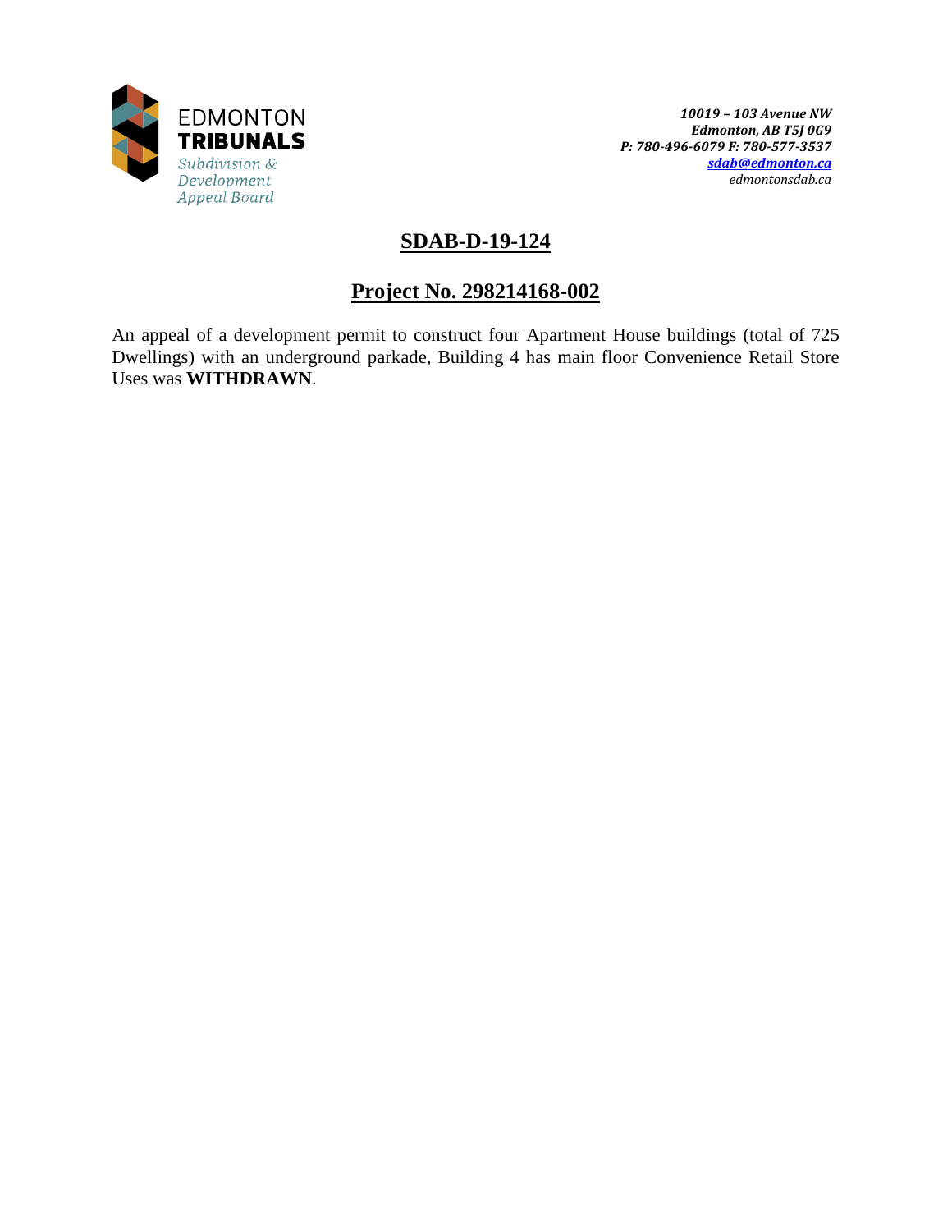EDMONTON
**TRIBUNALS**
*Subdivision & Development Appeal Board*

*10019 – 103 Avenue NW*
*Edmonton, AB T5J 0G9*
*P: 780-496-6079 F: 780-577-3537*
*sdab@edmonton.ca*
*edmontonsdab.ca*

# SDAB-D-19-124

## Project No. 298214168-002

An appeal of a development permit to construct four Apartment House buildings (total of 725 Dwellings) with an underground parkade, Building 4 has main floor Convenience Retail Store Uses was **WITHDRAWN**.